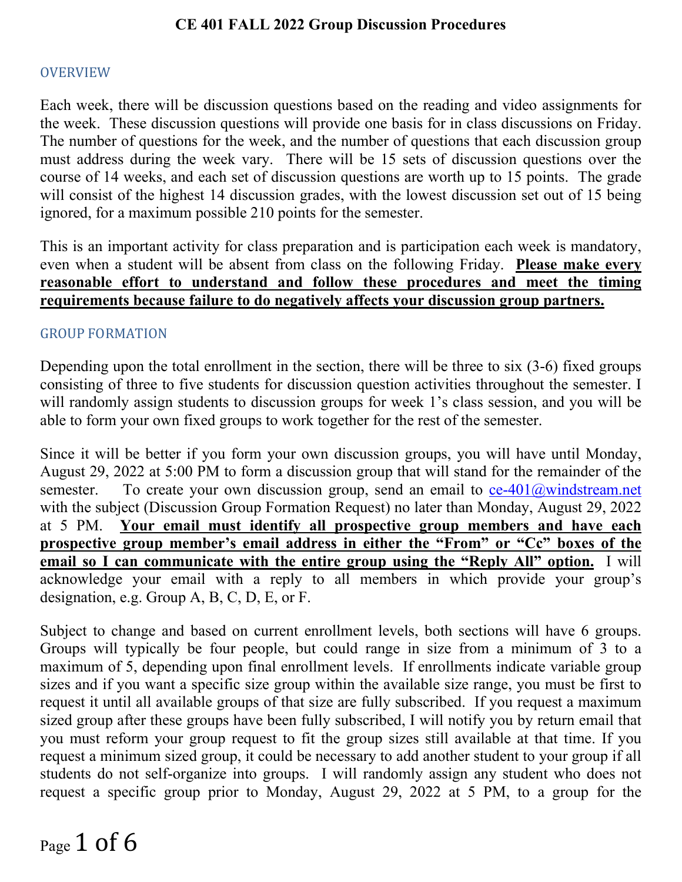# CE 401 FALL 2022 Group Discussion Procedures

## OVERVIEW

Each week, there will be discussion questions based on the reading and video assignments for the week. These discussion questions will provide one basis for in class discussions on Friday. The number of questions for the week, and the number of questions that each discussion group must address during the week vary. There will be 15 sets of discussion questions over the course of 14 weeks, and each set of discussion questions are worth up to 15 points. The grade will consist of the highest 14 discussion grades, with the lowest discussion set out of 15 being ignored, for a maximum possible 210 points for the semester.

This is an important activity for class preparation and is participation each week is mandatory, even when a student will be absent from class on the following Friday. **Please make every reasonable effort to understand and follow these procedures and meet the timing requirements because failure to do negatively affects your discussion group partners.**

## GROUP FORMATION

Depending upon the total enrollment in the section, there will be three to six (3-6) fixed groups consisting of three to five students for discussion question activities throughout the semester. I will randomly assign students to discussion groups for week 1's class session, and you will be able to form your own fixed groups to work together for the rest of the semester.

Since it will be better if you form your own discussion groups, you will have until Monday, August 29, 2022 at 5:00 PM to form a discussion group that will stand for the remainder of the semester. To create your own discussion group, send an email to ce-401@windstream.net with the subject (Discussion Group Formation Request) no later than Monday, August 29, 2022 at 5 PM. **Your email must identify all prospective group members and have each prospective group member's email address in either the "From" or "Cc" boxes of the email so I can communicate with the entire group using the "Reply All" option.** I will acknowledge your email with a reply to all members in which provide your group's designation, e.g. Group A, B, C, D, E, or F.

Subject to change and based on current enrollment levels, both sections will have 6 groups. Groups will typically be four people, but could range in size from a minimum of 3 to a maximum of 5, depending upon final enrollment levels. If enrollments indicate variable group sizes and if you want a specific size group within the available size range, you must be first to request it until all available groups of that size are fully subscribed. If you request a maximum sized group after these groups have been fully subscribed, I will notify you by return email that you must reform your group request to fit the group sizes still available at that time. If you request a minimum sized group, it could be necessary to add another student to your group if all students do not self-organize into groups. I will randomly assign any student who does not request a specific group prior to Monday, August 29, 2022 at 5 PM, to a group for the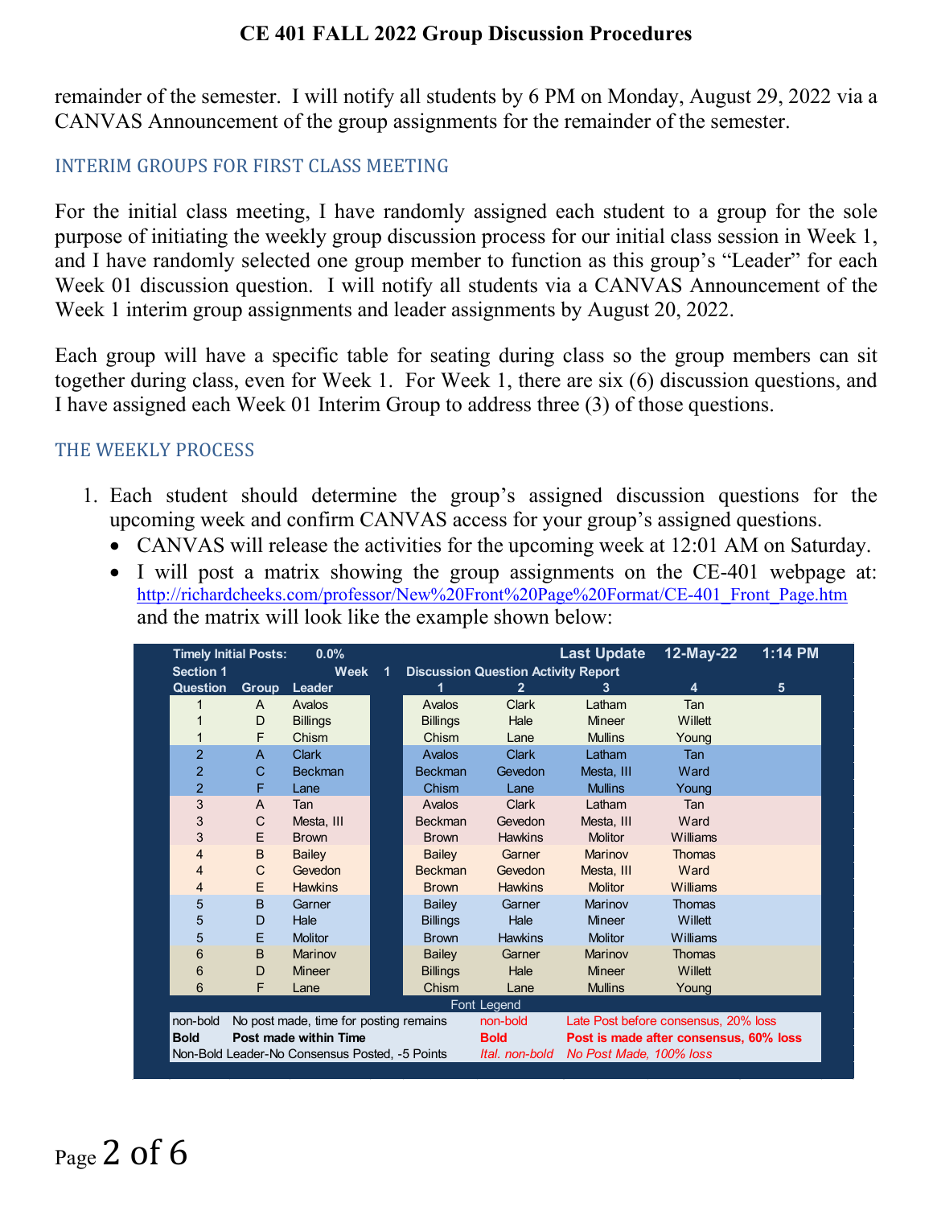remainder of the semester. I will notify all students by 6 PM on Monday, August 29, 2022 via a CANVAS Announcement of the group assignments for the remainder of the semester.

## INTERIM GROUPS FOR FIRST CLASS MEETING

For the initial class meeting, I have randomly assigned each student to a group for the sole purpose of initiating the weekly group discussion process for our initial class session in Week 1, and I have randomly selected one group member to function as this group's "Leader" for each Week 01 discussion question. I will notify all students via a CANVAS Announcement of the Week 1 interim group assignments and leader assignments by August 20, 2022.

Each group will have a specific table for seating during class so the group members can sit together during class, even for Week 1. For Week 1, there are six (6) discussion questions, and I have assigned each Week 01 Interim Group to address three (3) of those questions.

## THE WEEKLY PROCESS

1. Each student should determine the group's assigned discussion questions for the upcoming week and confirm CANVAS access for your group's assigned questions.
   - CANVAS will release the activities for the upcoming week at 12:01 AM on Saturday.
   - I will post a matrix showing the group assignments on the CE-401 webpage at: http://richardcheeks.com/professor/New%20Front%20Page%20Format/CE-401_Front_Page.htm and the matrix will look like the example shown below:

| **Timely Initial Posts:** | | **0.0%** | | | **Last Update** | **12-May-22** | **1:14 PM** |
|---|---|---|---|---|---|---|---|
| **Section 1** | | **Week 1** | **Discussion Question Activity Report** | | | | |
| **Question** | **Group** | **Leader** | **1** | **2** | **3** | **4** | **5** |
| 1 | A | Avalos | Avalos | Clark | Latham | Tan | |
| 1 | D | Billings | Billings | Hale | Mineer | Willett | |
| 1 | F | Chism | Chism | Lane | Mullins | Young | |
| 2 | A | Clark | Avalos | Clark | Latham | Tan | |
| 2 | C | Beckman | Beckman | Gevedon | Mesta, III | Ward | |
| 2 | F | Lane | Chism | Lane | Mullins | Young | |
| 3 | A | Tan | Avalos | Clark | Latham | Tan | |
| 3 | C | Mesta, III | Beckman | Gevedon | Mesta, III | Ward | |
| 3 | E | Brown | Brown | Hawkins | Molitor | Williams | |
| 4 | B | Bailey | Bailey | Garner | Marinov | Thomas | |
| 4 | C | Gevedon | Beckman | Gevedon | Mesta, III | Ward | |
| 4 | E | Hawkins | Brown | Hawkins | Molitor | Williams | |
| 5 | B | Garner | Bailey | Garner | Marinov | Thomas | |
| 5 | D | Hale | Billings | Hale | Mineer | Willett | |
| 5 | E | Molitor | Brown | Hawkins | Molitor | Williams | |
| 6 | B | Marinov | Bailey | Garner | Marinov | Thomas | |
| 6 | D | Mineer | Billings | Hale | Mineer | Willett | |
| 6 | F | Lane | Chism | Lane | Mullins | Young | |

**Font Legend**

| Font | Meaning | Font | Meaning |
|---|---|---|---|
| non-bold | No post made, time for posting remains | non-bold | Late Post before consensus, 20% loss |
| **Bold** | **Post made within Time** | **Bold** | **Post is made after consensus, 60% loss** |
| Non-Bold Leader | No Consensus Posted, -5 Points | *Ital. non-bold* | *No Post Made, 100% loss* |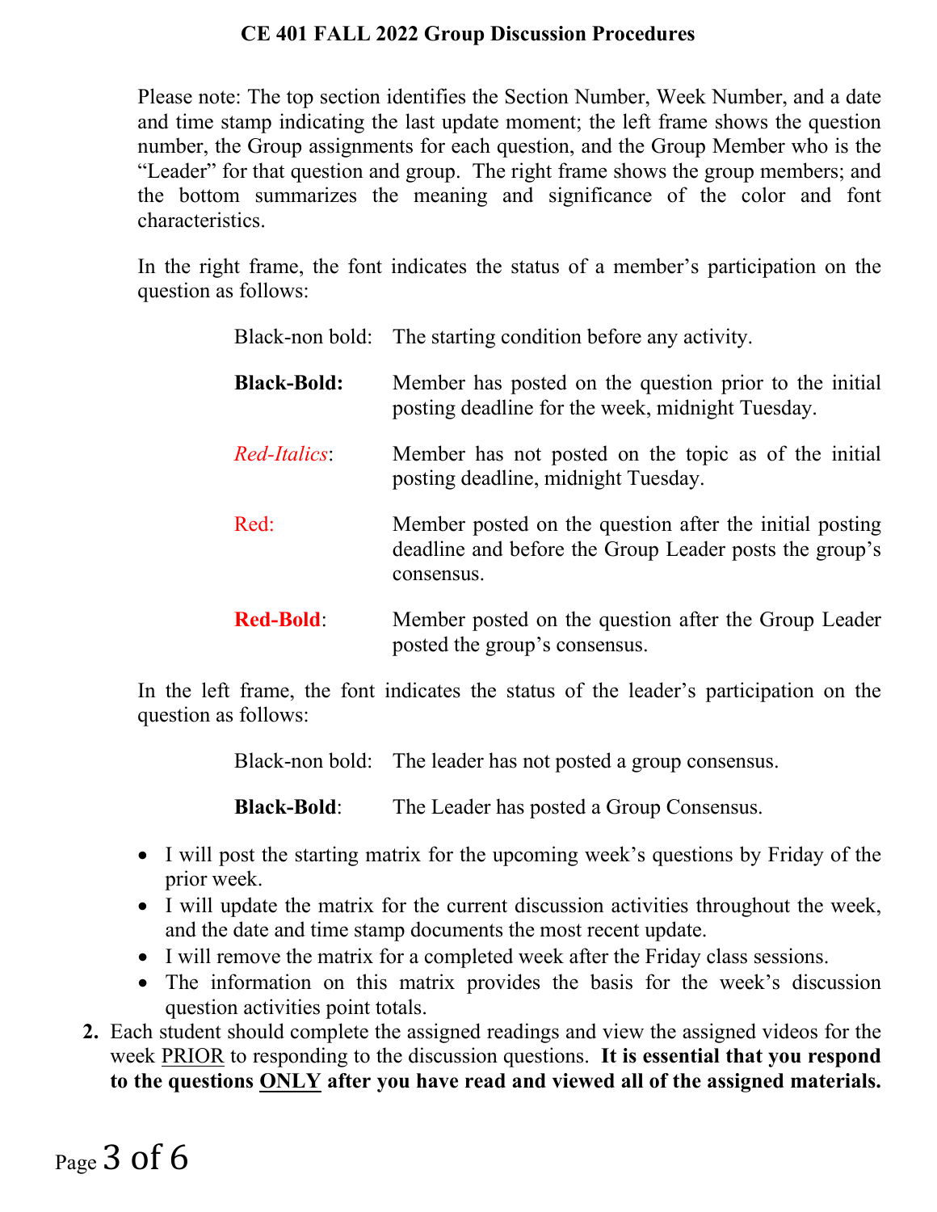**CE 401 FALL 2022 Group Discussion Procedures**

Please note: The top section identifies the Section Number, Week Number, and a date and time stamp indicating the last update moment; the left frame shows the question number, the Group assignments for each question, and the Group Member who is the "Leader" for that question and group. The right frame shows the group members; and the bottom summarizes the meaning and significance of the color and font characteristics.

In the right frame, the font indicates the status of a member's participation on the question as follows:

| | |
|---|---|
| Black-non bold: | The starting condition before any activity. |
| **Black-Bold:** | Member has posted on the question prior to the initial posting deadline for the week, midnight Tuesday. |
| *Red-Italics*: | Member has not posted on the topic as of the initial posting deadline, midnight Tuesday. |
| Red: | Member posted on the question after the initial posting deadline and before the Group Leader posts the group's consensus. |
| **Red-Bold**: | Member posted on the question after the Group Leader posted the group's consensus. |

In the left frame, the font indicates the status of the leader's participation on the question as follows:

| | |
|---|---|
| Black-non bold: | The leader has not posted a group consensus. |
| **Black-Bold**: | The Leader has posted a Group Consensus. |

- I will post the starting matrix for the upcoming week's questions by Friday of the prior week.
- I will update the matrix for the current discussion activities throughout the week, and the date and time stamp documents the most recent update.
- I will remove the matrix for a completed week after the Friday class sessions.
- The information on this matrix provides the basis for the week's discussion question activities point totals.

2. Each student should complete the assigned readings and view the assigned videos for the week <u>PRIOR</u> to responding to the discussion questions. **It is essential that you respond to the questions <u>ONLY</u> after you have read and viewed all of the assigned materials.**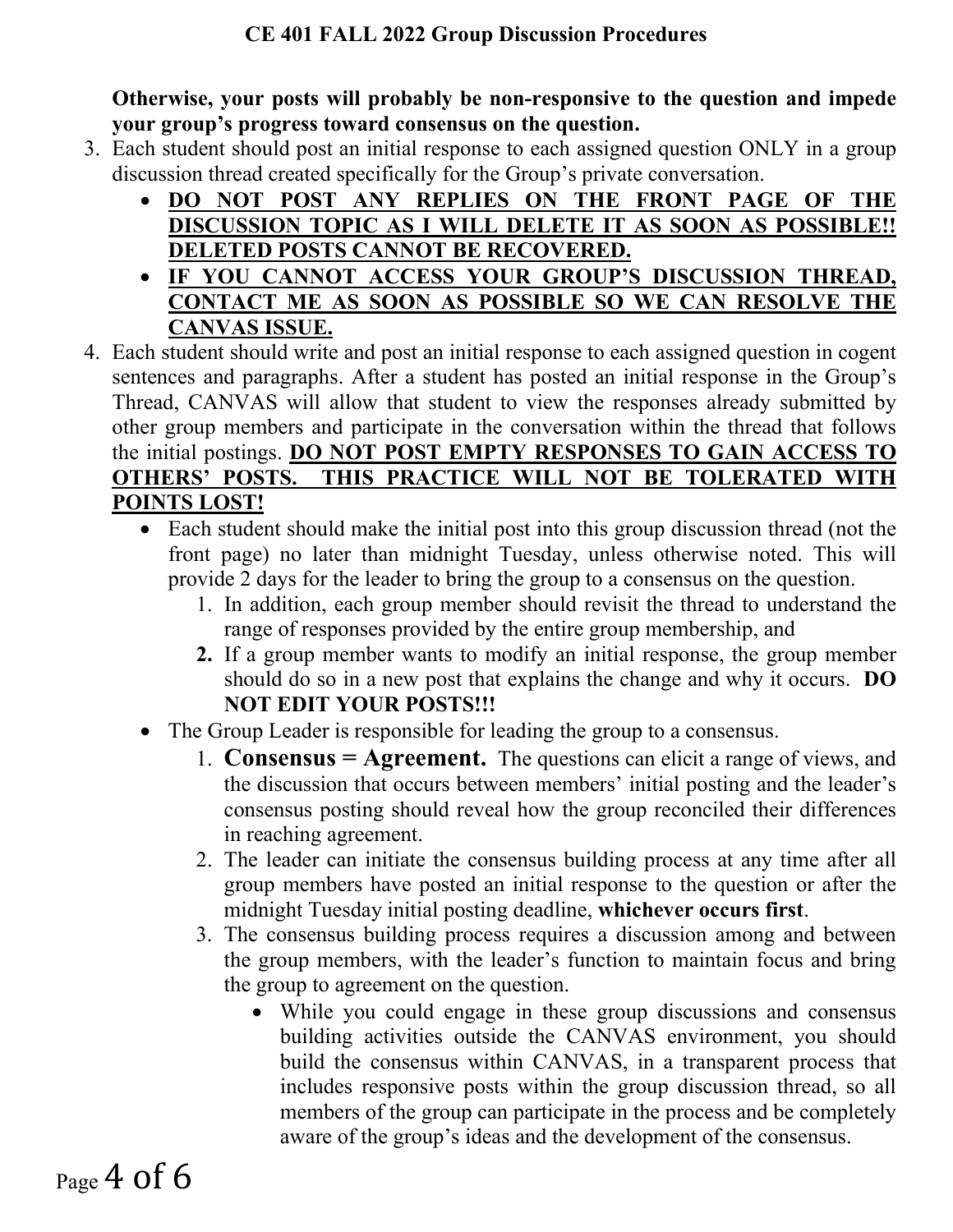**Otherwise, your posts will probably be non-responsive to the question and impede your group's progress toward consensus on the question.**

3. Each student should post an initial response to each assigned question ONLY in a group discussion thread created specifically for the Group's private conversation.
   - **<u>DO NOT POST ANY REPLIES ON THE FRONT PAGE OF THE DISCUSSION TOPIC AS I WILL DELETE IT AS SOON AS POSSIBLE!! DELETED POSTS CANNOT BE RECOVERED.</u>**
   - **<u>IF YOU CANNOT ACCESS YOUR GROUP'S DISCUSSION THREAD, CONTACT ME AS SOON AS POSSIBLE SO WE CAN RESOLVE THE CANVAS ISSUE.</u>**
4. Each student should write and post an initial response to each assigned question in cogent sentences and paragraphs. After a student has posted an initial response in the Group's Thread, CANVAS will allow that student to view the responses already submitted by other group members and participate in the conversation within the thread that follows the initial postings. **<u>DO NOT POST EMPTY RESPONSES TO GAIN ACCESS TO OTHERS' POSTS. THIS PRACTICE WILL NOT BE TOLERATED WITH POINTS LOST!</u>**
   - Each student should make the initial post into this group discussion thread (not the front page) no later than midnight Tuesday, unless otherwise noted. This will provide 2 days for the leader to bring the group to a consensus on the question.
     1. In addition, each group member should revisit the thread to understand the range of responses provided by the entire group membership, and
     2. If a group member wants to modify an initial response, the group member should do so in a new post that explains the change and why it occurs. **DO NOT EDIT YOUR POSTS!!!**
   - The Group Leader is responsible for leading the group to a consensus.
     1. **Consensus = Agreement.** The questions can elicit a range of views, and the discussion that occurs between members' initial posting and the leader's consensus posting should reveal how the group reconciled their differences in reaching agreement.
     2. The leader can initiate the consensus building process at any time after all group members have posted an initial response to the question or after the midnight Tuesday initial posting deadline, **whichever occurs first**.
     3. The consensus building process requires a discussion among and between the group members, with the leader's function to maintain focus and bring the group to agreement on the question.
        - While you could engage in these group discussions and consensus building activities outside the CANVAS environment, you should build the consensus within CANVAS, in a transparent process that includes responsive posts within the group discussion thread, so all members of the group can participate in the process and be completely aware of the group's ideas and the development of the consensus.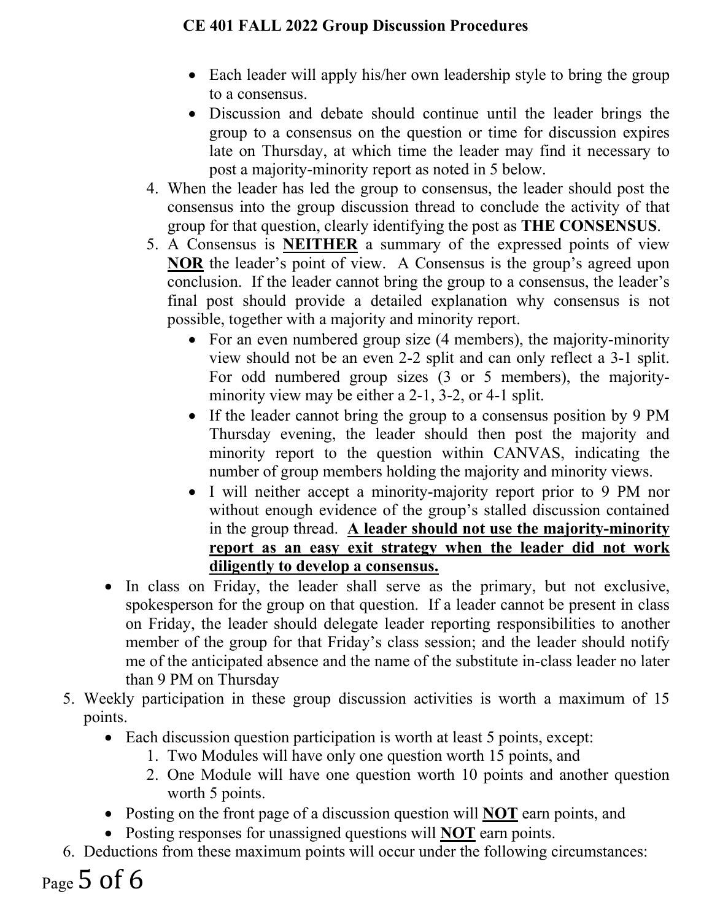- Each leader will apply his/her own leadership style to bring the group to a consensus.
- Discussion and debate should continue until the leader brings the group to a consensus on the question or time for discussion expires late on Thursday, at which time the leader may find it necessary to post a majority-minority report as noted in 5 below.

4. When the leader has led the group to consensus, the leader should post the consensus into the group discussion thread to conclude the activity of that group for that question, clearly identifying the post as **THE CONSENSUS**.
5. A Consensus is **<u>NEITHER</u>** a summary of the expressed points of view **<u>NOR</u>** the leader's point of view. A Consensus is the group's agreed upon conclusion. If the leader cannot bring the group to a consensus, the leader's final post should provide a detailed explanation why consensus is not possible, together with a majority and minority report.
   - For an even numbered group size (4 members), the majority-minority view should not be an even 2-2 split and can only reflect a 3-1 split. For odd numbered group sizes (3 or 5 members), the majority-minority view may be either a 2-1, 3-2, or 4-1 split.
   - If the leader cannot bring the group to a consensus position by 9 PM Thursday evening, the leader should then post the majority and minority report to the question within CANVAS, indicating the number of group members holding the majority and minority views.
   - I will neither accept a minority-majority report prior to 9 PM nor without enough evidence of the group's stalled discussion contained in the group thread. **<u>A leader should not use the majority-minority report as an easy exit strategy when the leader did not work diligently to develop a consensus.</u>**

- In class on Friday, the leader shall serve as the primary, but not exclusive, spokesperson for the group on that question. If a leader cannot be present in class on Friday, the leader should delegate leader reporting responsibilities to another member of the group for that Friday's class session; and the leader should notify me of the anticipated absence and the name of the substitute in-class leader no later than 9 PM on Thursday

5. Weekly participation in these group discussion activities is worth a maximum of 15 points.
   - Each discussion question participation is worth at least 5 points, except:
     1. Two Modules will have only one question worth 15 points, and
     2. One Module will have one question worth 10 points and another question worth 5 points.
   - Posting on the front page of a discussion question will **<u>NOT</u>** earn points, and
   - Posting responses for unassigned questions will **<u>NOT</u>** earn points.
6. Deductions from these maximum points will occur under the following circumstances: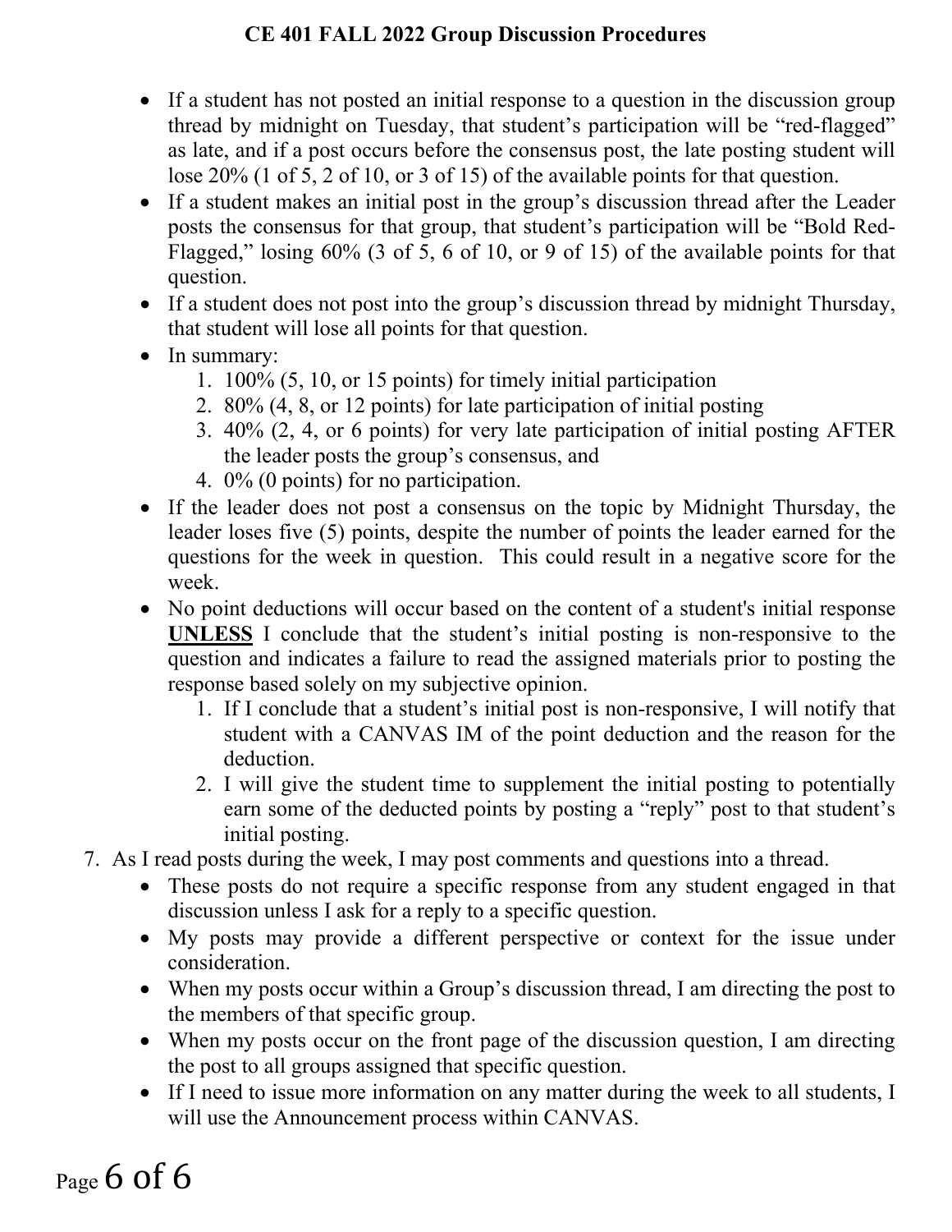- If a student has not posted an initial response to a question in the discussion group thread by midnight on Tuesday, that student's participation will be "red-flagged" as late, and if a post occurs before the consensus post, the late posting student will lose 20% (1 of 5, 2 of 10, or 3 of 15) of the available points for that question.
- If a student makes an initial post in the group's discussion thread after the Leader posts the consensus for that group, that student's participation will be "Bold Red-Flagged," losing 60% (3 of 5, 6 of 10, or 9 of 15) of the available points for that question.
- If a student does not post into the group's discussion thread by midnight Thursday, that student will lose all points for that question.
- In summary:
    1. 100% (5, 10, or 15 points) for timely initial participation
    2. 80% (4, 8, or 12 points) for late participation of initial posting
    3. 40% (2, 4, or 6 points) for very late participation of initial posting AFTER the leader posts the group's consensus, and
    4. 0% (0 points) for no participation.
- If the leader does not post a consensus on the topic by Midnight Thursday, the leader loses five (5) points, despite the number of points the leader earned for the questions for the week in question. This could result in a negative score for the week.
- No point deductions will occur based on the content of a student's initial response **<u>UNLESS</u>** I conclude that the student's initial posting is non-responsive to the question and indicates a failure to read the assigned materials prior to posting the response based solely on my subjective opinion.
    1. If I conclude that a student's initial post is non-responsive, I will notify that student with a CANVAS IM of the point deduction and the reason for the deduction.
    2. I will give the student time to supplement the initial posting to potentially earn some of the deducted points by posting a "reply" post to that student's initial posting.

7. As I read posts during the week, I may post comments and questions into a thread.
    - These posts do not require a specific response from any student engaged in that discussion unless I ask for a reply to a specific question.
    - My posts may provide a different perspective or context for the issue under consideration.
    - When my posts occur within a Group's discussion thread, I am directing the post to the members of that specific group.
    - When my posts occur on the front page of the discussion question, I am directing the post to all groups assigned that specific question.
    - If I need to issue more information on any matter during the week to all students, I will use the Announcement process within CANVAS.